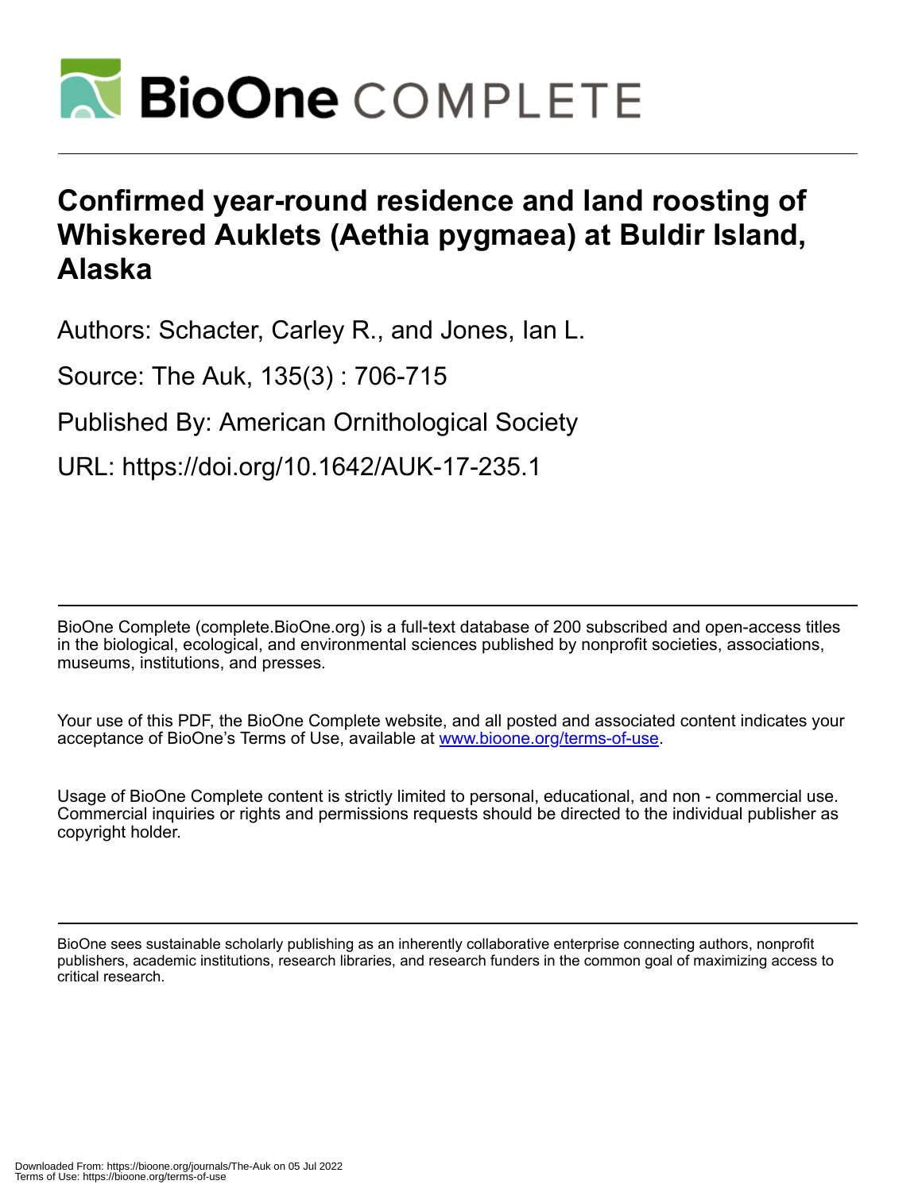# Confirmed year-round residence and land roosting of Whiskered Auklets (Aethia pygmaea) at Buldir Island, Alaska

Authors: Schacter, Carley R., and Jones, Ian L.

Source: The Auk, 135(3) : 706-715

Published By: American Ornithological Society

URL: https://doi.org/10.1642/AUK-17-235.1

BioOne Complete (complete.BioOne.org) is a full-text database of 200 subscribed and open-access titles in the biological, ecological, and environmental sciences published by nonprofit societies, associations, museums, institutions, and presses.

Your use of this PDF, the BioOne Complete website, and all posted and associated content indicates your acceptance of BioOne's Terms of Use, available at www.bioone.org/terms-of-use.

Usage of BioOne Complete content is strictly limited to personal, educational, and non - commercial use. Commercial inquiries or rights and permissions requests should be directed to the individual publisher as copyright holder.

BioOne sees sustainable scholarly publishing as an inherently collaborative enterprise connecting authors, nonprofit publishers, academic institutions, research libraries, and research funders in the common goal of maximizing access to critical research.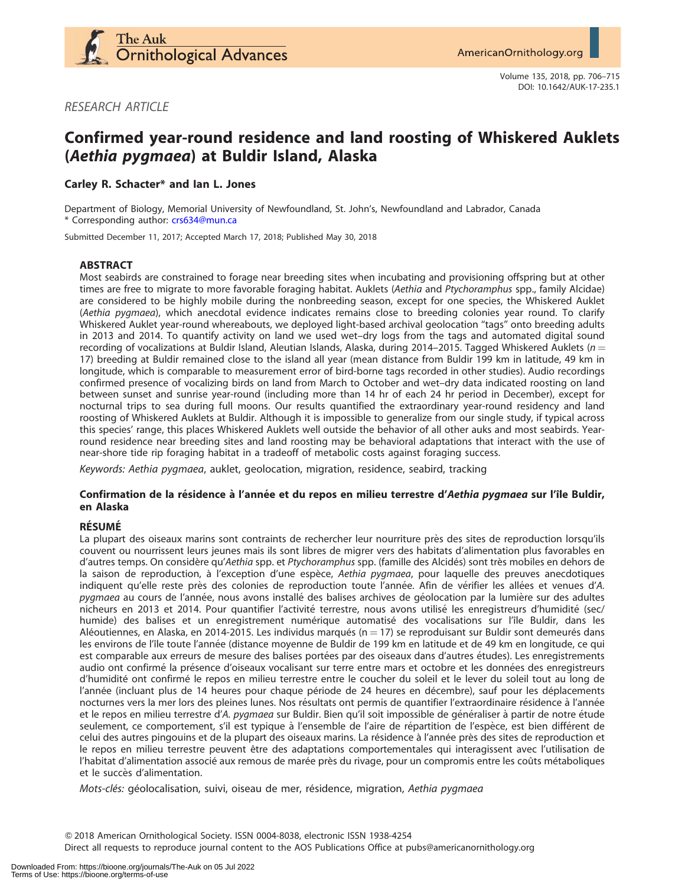*RESEARCH ARTICLE*

# Confirmed year-round residence and land roosting of Whiskered Auklets (*Aethia pygmaea*) at Buldir Island, Alaska

**Carley R. Schacter\* and Ian L. Jones**

Department of Biology, Memorial University of Newfoundland, St. John's, Newfoundland and Labrador, Canada
\* Corresponding author: crs634@mun.ca

Submitted December 11, 2017; Accepted March 17, 2018; Published May 30, 2018

## ABSTRACT

Most seabirds are constrained to forage near breeding sites when incubating and provisioning offspring but at other times are free to migrate to more favorable foraging habitat. Auklets (*Aethia* and *Ptychoramphus* spp., family Alcidae) are considered to be highly mobile during the nonbreeding season, except for one species, the Whiskered Auklet (*Aethia pygmaea*), which anecdotal evidence indicates remains close to breeding colonies year round. To clarify Whiskered Auklet year-round whereabouts, we deployed light-based archival geolocation "tags" onto breeding adults in 2013 and 2014. To quantify activity on land we used wet–dry logs from the tags and automated digital sound recording of vocalizations at Buldir Island, Aleutian Islands, Alaska, during 2014–2015. Tagged Whiskered Auklets ($n = 17$) breeding at Buldir remained close to the island all year (mean distance from Buldir 199 km in latitude, 49 km in longitude, which is comparable to measurement error of bird-borne tags recorded in other studies). Audio recordings confirmed presence of vocalizing birds on land from March to October and wet–dry data indicated roosting on land between sunset and sunrise year-round (including more than 14 hr of each 24 hr period in December), except for nocturnal trips to sea during full moons. Our results quantified the extraordinary year-round residency and land roosting of Whiskered Auklets at Buldir. Although it is impossible to generalize from our single study, if typical across this species' range, this places Whiskered Auklets well outside the behavior of all other auks and most seabirds. Year-round residence near breeding sites and land roosting may be behavioral adaptations that interact with the use of near-shore tide rip foraging habitat in a tradeoff of metabolic costs against foraging success.

*Keywords: Aethia pygmaea*, auklet, geolocation, migration, residence, seabird, tracking

### Confirmation de la résidence à l'année et du repos en milieu terrestre d'*Aethia pygmaea* sur l'île Buldir, en Alaska

## RÉSUMÉ

La plupart des oiseaux marins sont contraints de rechercher leur nourriture près des sites de reproduction lorsqu'ils couvent ou nourrissent leurs jeunes mais ils sont libres de migrer vers des habitats d'alimentation plus favorables en d'autres temps. On considère qu'*Aethia* spp. et *Ptychoramphus* spp. (famille des Alcidés) sont très mobiles en dehors de la saison de reproduction, à l'exception d'une espèce, *Aethia pygmaea*, pour laquelle des preuves anecdotiques indiquent qu'elle reste près des colonies de reproduction toute l'année. Afin de vérifier les allées et venues d'*A. pygmaea* au cours de l'année, nous avons installé des balises archives de géolocation par la lumière sur des adultes nicheurs en 2013 et 2014. Pour quantifier l'activité terrestre, nous avons utilisé les enregistreurs d'humidité (sec/humide) des balises et un enregistrement numérique automatisé des vocalisations sur l'île Buldir, dans les Aléoutiennes, en Alaska, en 2014-2015. Les individus marqués ($n = 17$) se reproduisant sur Buldir sont demeurés dans les environs de l'île toute l'année (distance moyenne de Buldir de 199 km en latitude et de 49 km en longitude, ce qui est comparable aux erreurs de mesure des balises portées par des oiseaux dans d'autres études). Les enregistrements audio ont confirmé la présence d'oiseaux vocalisant sur terre entre mars et octobre et les données des enregistreurs d'humidité ont confirmé le repos en milieu terrestre entre le coucher du soleil et le lever du soleil tout au long de l'année (incluant plus de 14 heures pour chaque période de 24 heures en décembre), sauf pour les déplacements nocturnes vers la mer lors des pleines lunes. Nos résultats ont permis de quantifier l'extraordinaire résidence à l'année et le repos en milieu terrestre d'*A. pygmaea* sur Buldir. Bien qu'il soit impossible de généraliser à partir de notre étude seulement, ce comportement, s'il est typique à l'ensemble de l'aire de répartition de l'espèce, est bien différent de celui des autres pingouins et de la plupart des oiseaux marins. La résidence à l'année près des sites de reproduction et le repos en milieu terrestre peuvent être des adaptations comportementales qui interagissent avec l'utilisation de l'habitat d'alimentation associé aux remous de marée près du rivage, pour un compromis entre les coûts métaboliques et le succès d'alimentation.

*Mots-clés:* géolocalisation, suivi, oiseau de mer, résidence, migration, *Aethia pygmaea*

© 2018 American Ornithological Society. ISSN 0004-8038, electronic ISSN 1938-4254
Direct all requests to reproduce journal content to the AOS Publications Office at pubs@americanornithology.org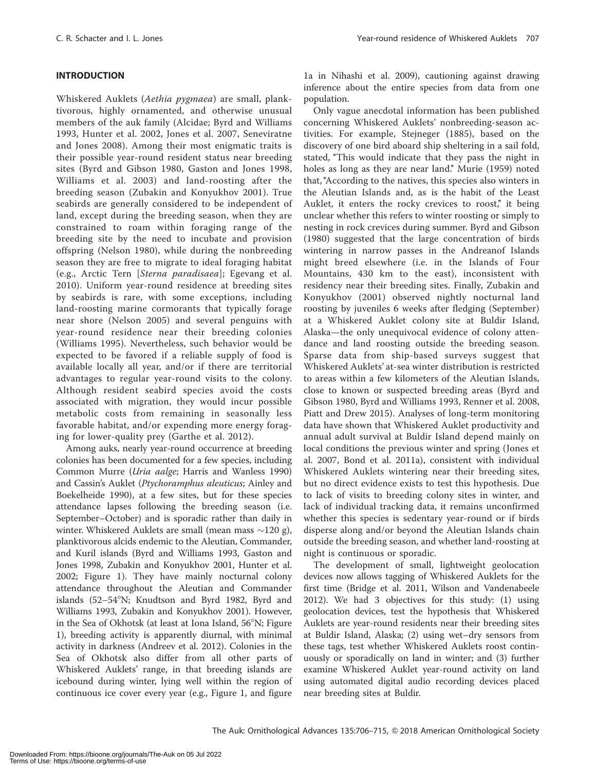## INTRODUCTION

Whiskered Auklets (*Aethia pygmaea*) are small, planktivorous, highly ornamented, and otherwise unusual members of the auk family (Alcidae; Byrd and Williams 1993, Hunter et al. 2002, Jones et al. 2007, Seneviratne and Jones 2008). Among their most enigmatic traits is their possible year-round resident status near breeding sites (Byrd and Gibson 1980, Gaston and Jones 1998, Williams et al. 2003) and land-roosting after the breeding season (Zubakin and Konyukhov 2001). True seabirds are generally considered to be independent of land, except during the breeding season, when they are constrained to roam within foraging range of the breeding site by the need to incubate and provision offspring (Nelson 1980), while during the nonbreeding season they are free to migrate to ideal foraging habitat (e.g., Arctic Tern [*Sterna paradisaea*]; Egevang et al. 2010). Uniform year-round residence at breeding sites by seabirds is rare, with some exceptions, including land-roosting marine cormorants that typically forage near shore (Nelson 2005) and several penguins with year-round residence near their breeding colonies (Williams 1995). Nevertheless, such behavior would be expected to be favored if a reliable supply of food is available locally all year, and/or if there are territorial advantages to regular year-round visits to the colony. Although resident seabird species avoid the costs associated with migration, they would incur possible metabolic costs from remaining in seasonally less favorable habitat, and/or expending more energy foraging for lower-quality prey (Garthe et al. 2012).

Among auks, nearly year-round occurrence at breeding colonies has been documented for a few species, including Common Murre (*Uria aalge*; Harris and Wanless 1990) and Cassin's Auklet (*Ptychoramphus aleuticus*; Ainley and Boekelheide 1990), at a few sites, but for these species attendance lapses following the breeding season (i.e. September–October) and is sporadic rather than daily in winter. Whiskered Auklets are small (mean mass ~120 g), planktivorous alcids endemic to the Aleutian, Commander, and Kuril islands (Byrd and Williams 1993, Gaston and Jones 1998, Zubakin and Konyukhov 2001, Hunter et al. 2002; Figure 1). They have mainly nocturnal colony attendance throughout the Aleutian and Commander islands (52–54°N; Knudtson and Byrd 1982, Byrd and Williams 1993, Zubakin and Konyukhov 2001). However, in the Sea of Okhotsk (at least at Iona Island, 56°N; Figure 1), breeding activity is apparently diurnal, with minimal activity in darkness (Andreev et al. 2012). Colonies in the Sea of Okhotsk also differ from all other parts of Whiskered Auklets' range, in that breeding islands are icebound during winter, lying well within the region of continuous ice cover every year (e.g., Figure 1, and figure 1a in Nihashi et al. 2009), cautioning against drawing inference about the entire species from data from one population.

Only vague anecdotal information has been published concerning Whiskered Auklets' nonbreeding-season activities. For example, Stejneger (1885), based on the discovery of one bird aboard ship sheltering in a sail fold, stated, "This would indicate that they pass the night in holes as long as they are near land." Murie (1959) noted that, "According to the natives, this species also winters in the Aleutian Islands and, as is the habit of the Least Auklet, it enters the rocky crevices to roost," it being unclear whether this refers to winter roosting or simply to nesting in rock crevices during summer. Byrd and Gibson (1980) suggested that the large concentration of birds wintering in narrow passes in the Andreanof Islands might breed elsewhere (i.e. in the Islands of Four Mountains, 430 km to the east), inconsistent with residency near their breeding sites. Finally, Zubakin and Konyukhov (2001) observed nightly nocturnal land roosting by juveniles 6 weeks after fledging (September) at a Whiskered Auklet colony site at Buldir Island, Alaska—the only unequivocal evidence of colony attendance and land roosting outside the breeding season. Sparse data from ship-based surveys suggest that Whiskered Auklets' at-sea winter distribution is restricted to areas within a few kilometers of the Aleutian Islands, close to known or suspected breeding areas (Byrd and Gibson 1980, Byrd and Williams 1993, Renner et al. 2008, Piatt and Drew 2015). Analyses of long-term monitoring data have shown that Whiskered Auklet productivity and annual adult survival at Buldir Island depend mainly on local conditions the previous winter and spring (Jones et al. 2007, Bond et al. 2011a), consistent with individual Whiskered Auklets wintering near their breeding sites, but no direct evidence exists to test this hypothesis. Due to lack of visits to breeding colony sites in winter, and lack of individual tracking data, it remains unconfirmed whether this species is sedentary year-round or if birds disperse along and/or beyond the Aleutian Islands chain outside the breeding season, and whether land-roosting at night is continuous or sporadic.

The development of small, lightweight geolocation devices now allows tagging of Whiskered Auklets for the first time (Bridge et al. 2011, Wilson and Vandenabeele 2012). We had 3 objectives for this study: (1) using geolocation devices, test the hypothesis that Whiskered Auklets are year-round residents near their breeding sites at Buldir Island, Alaska; (2) using wet–dry sensors from these tags, test whether Whiskered Auklets roost continuously or sporadically on land in winter; and (3) further examine Whiskered Auklet year-round activity on land using automated digital audio recording devices placed near breeding sites at Buldir.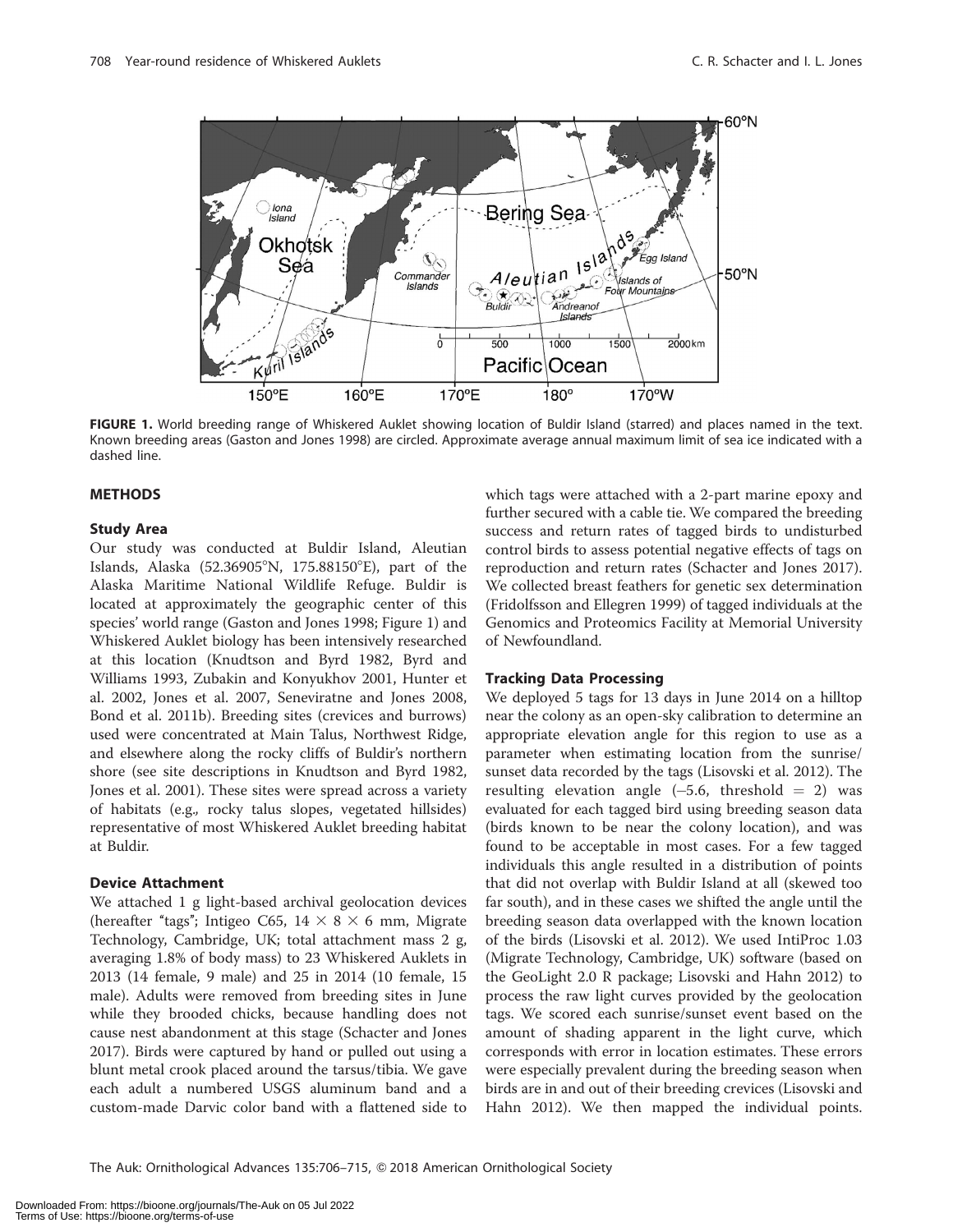**FIGURE 1.** World breeding range of Whiskered Auklet showing location of Buldir Island (starred) and places named in the text. Known breeding areas (Gaston and Jones 1998) are circled. Approximate average annual maximum limit of sea ice indicated with a dashed line.

## METHODS

### Study Area

Our study was conducted at Buldir Island, Aleutian Islands, Alaska (52.36905°N, 175.88150°E), part of the Alaska Maritime National Wildlife Refuge. Buldir is located at approximately the geographic center of this species' world range (Gaston and Jones 1998; Figure 1) and Whiskered Auklet biology has been intensively researched at this location (Knudtson and Byrd 1982, Byrd and Williams 1993, Zubakin and Konyukhov 2001, Hunter et al. 2002, Jones et al. 2007, Seneviratne and Jones 2008, Bond et al. 2011b). Breeding sites (crevices and burrows) used were concentrated at Main Talus, Northwest Ridge, and elsewhere along the rocky cliffs of Buldir's northern shore (see site descriptions in Knudtson and Byrd 1982, Jones et al. 2001). These sites were spread across a variety of habitats (e.g., rocky talus slopes, vegetated hillsides) representative of most Whiskered Auklet breeding habitat at Buldir.

### Device Attachment

We attached 1 g light-based archival geolocation devices (hereafter "tags"; Intigeo C65, $14 \times 8 \times 6$ mm, Migrate Technology, Cambridge, UK; total attachment mass 2 g, averaging 1.8% of body mass) to 23 Whiskered Auklets in 2013 (14 female, 9 male) and 25 in 2014 (10 female, 15 male). Adults were removed from breeding sites in June while they brooded chicks, because handling does not cause nest abandonment at this stage (Schacter and Jones 2017). Birds were captured by hand or pulled out using a blunt metal crook placed around the tarsus/tibia. We gave each adult a numbered USGS aluminum band and a custom-made Darvic color band with a flattened side to which tags were attached with a 2-part marine epoxy and further secured with a cable tie. We compared the breeding success and return rates of tagged birds to undisturbed control birds to assess potential negative effects of tags on reproduction and return rates (Schacter and Jones 2017). We collected breast feathers for genetic sex determination (Fridolfsson and Ellegren 1999) of tagged individuals at the Genomics and Proteomics Facility at Memorial University of Newfoundland.

### Tracking Data Processing

We deployed 5 tags for 13 days in June 2014 on a hilltop near the colony as an open-sky calibration to determine an appropriate elevation angle for this region to use as a parameter when estimating location from the sunrise/sunset data recorded by the tags (Lisovski et al. 2012). The resulting elevation angle (–5.6, threshold = 2) was evaluated for each tagged bird using breeding season data (birds known to be near the colony location), and was found to be acceptable in most cases. For a few tagged individuals this angle resulted in a distribution of points that did not overlap with Buldir Island at all (skewed too far south), and in these cases we shifted the angle until the breeding season data overlapped with the known location of the birds (Lisovski et al. 2012). We used IntiProc 1.03 (Migrate Technology, Cambridge, UK) software (based on the GeoLight 2.0 R package; Lisovski and Hahn 2012) to process the raw light curves provided by the geolocation tags. We scored each sunrise/sunset event based on the amount of shading apparent in the light curve, which corresponds with error in location estimates. These errors were especially prevalent during the breeding season when birds are in and out of their breeding crevices (Lisovski and Hahn 2012). We then mapped the individual points.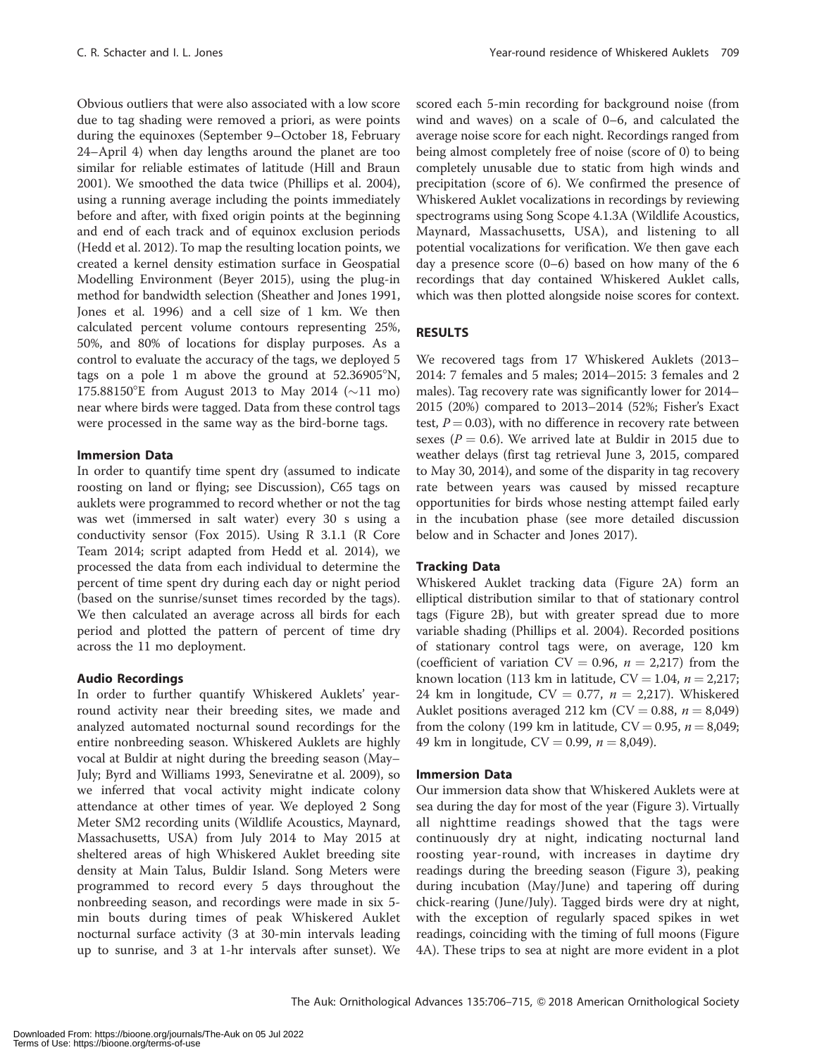Obvious outliers that were also associated with a low score due to tag shading were removed a priori, as were points during the equinoxes (September 9–October 18, February 24–April 4) when day lengths around the planet are too similar for reliable estimates of latitude (Hill and Braun 2001). We smoothed the data twice (Phillips et al. 2004), using a running average including the points immediately before and after, with fixed origin points at the beginning and end of each track and of equinox exclusion periods (Hedd et al. 2012). To map the resulting location points, we created a kernel density estimation surface in Geospatial Modelling Environment (Beyer 2015), using the plug-in method for bandwidth selection (Sheather and Jones 1991, Jones et al. 1996) and a cell size of 1 km. We then calculated percent volume contours representing 25%, 50%, and 80% of locations for display purposes. As a control to evaluate the accuracy of the tags, we deployed 5 tags on a pole 1 m above the ground at 52.36905°N, 175.88150°E from August 2013 to May 2014 (~11 mo) near where birds were tagged. Data from these control tags were processed in the same way as the bird-borne tags.

### Immersion Data

In order to quantify time spent dry (assumed to indicate roosting on land or flying; see Discussion), C65 tags on auklets were programmed to record whether or not the tag was wet (immersed in salt water) every 30 s using a conductivity sensor (Fox 2015). Using R 3.1.1 (R Core Team 2014; script adapted from Hedd et al. 2014), we processed the data from each individual to determine the percent of time spent dry during each day or night period (based on the sunrise/sunset times recorded by the tags). We then calculated an average across all birds for each period and plotted the pattern of percent of time dry across the 11 mo deployment.

### Audio Recordings

In order to further quantify Whiskered Auklets' year-round activity near their breeding sites, we made and analyzed automated nocturnal sound recordings for the entire nonbreeding season. Whiskered Auklets are highly vocal at Buldir at night during the breeding season (May–July; Byrd and Williams 1993, Seneviratne et al. 2009), so we inferred that vocal activity might indicate colony attendance at other times of year. We deployed 2 Song Meter SM2 recording units (Wildlife Acoustics, Maynard, Massachusetts, USA) from July 2014 to May 2015 at sheltered areas of high Whiskered Auklet breeding site density at Main Talus, Buldir Island. Song Meters were programmed to record every 5 days throughout the nonbreeding season, and recordings were made in six 5-min bouts during times of peak Whiskered Auklet nocturnal surface activity (3 at 30-min intervals leading up to sunrise, and 3 at 1-hr intervals after sunset). We scored each 5-min recording for background noise (from wind and waves) on a scale of 0–6, and calculated the average noise score for each night. Recordings ranged from being almost completely free of noise (score of 0) to being completely unusable due to static from high winds and precipitation (score of 6). We confirmed the presence of Whiskered Auklet vocalizations in recordings by reviewing spectrograms using Song Scope 4.1.3A (Wildlife Acoustics, Maynard, Massachusetts, USA), and listening to all potential vocalizations for verification. We then gave each day a presence score (0–6) based on how many of the 6 recordings that day contained Whiskered Auklet calls, which was then plotted alongside noise scores for context.

## RESULTS

We recovered tags from 17 Whiskered Auklets (2013–2014: 7 females and 5 males; 2014–2015: 3 females and 2 males). Tag recovery rate was significantly lower for 2014–2015 (20%) compared to 2013–2014 (52%; Fisher's Exact test, $P = 0.03$), with no difference in recovery rate between sexes ($P = 0.6$). We arrived late at Buldir in 2015 due to weather delays (first tag retrieval June 3, 2015, compared to May 30, 2014), and some of the disparity in tag recovery rate between years was caused by missed recapture opportunities for birds whose nesting attempt failed early in the incubation phase (see more detailed discussion below and in Schacter and Jones 2017).

### Tracking Data

Whiskered Auklet tracking data (Figure 2A) form an elliptical distribution similar to that of stationary control tags (Figure 2B), but with greater spread due to more variable shading (Phillips et al. 2004). Recorded positions of stationary control tags were, on average, 120 km (coefficient of variation $CV = 0.96$, $n = 2{,}217$) from the known location (113 km in latitude, $CV = 1.04$, $n = 2{,}217$; 24 km in longitude, $CV = 0.77$, $n = 2{,}217$). Whiskered Auklet positions averaged 212 km ($CV = 0.88$, $n = 8{,}049$) from the colony (199 km in latitude, $CV = 0.95$, $n = 8{,}049$; 49 km in longitude, $CV = 0.99$, $n = 8{,}049$).

### Immersion Data

Our immersion data show that Whiskered Auklets were at sea during the day for most of the year (Figure 3). Virtually all nighttime readings showed that the tags were continuously dry at night, indicating nocturnal land roosting year-round, with increases in daytime dry readings during the breeding season (Figure 3), peaking during incubation (May/June) and tapering off during chick-rearing (June/July). Tagged birds were dry at night, with the exception of regularly spaced spikes in wet readings, coinciding with the timing of full moons (Figure 4A). These trips to sea at night are more evident in a plot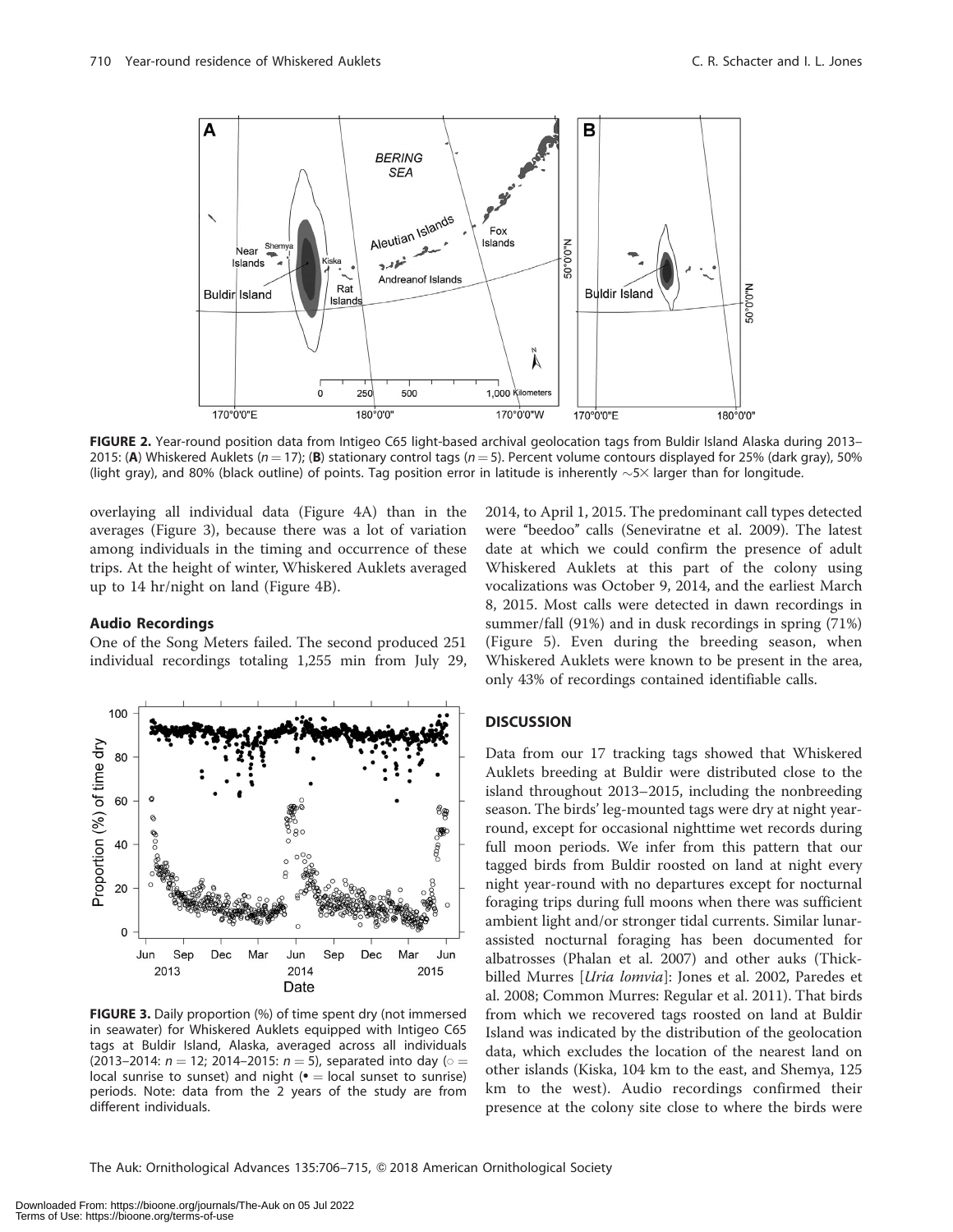FIGURE 2. Year-round position data from Intigeo C65 light-based archival geolocation tags from Buldir Island Alaska during 2013–2015: (**A**) Whiskered Auklets ($n = 17$); (**B**) stationary control tags ($n = 5$). Percent volume contours displayed for 25% (dark gray), 50% (light gray), and 80% (black outline) of points. Tag position error in latitude is inherently ~5× larger than for longitude.

overlaying all individual data (Figure 4A) than in the averages (Figure 3), because there was a lot of variation among individuals in the timing and occurrence of these trips. At the height of winter, Whiskered Auklets averaged up to 14 hr/night on land (Figure 4B).

### Audio Recordings

One of the Song Meters failed. The second produced 251 individual recordings totaling 1,255 min from July 29, 2014, to April 1, 2015. The predominant call types detected were "beedoo" calls (Seneviratne et al. 2009). The latest date at which we could confirm the presence of adult Whiskered Auklets at this part of the colony using vocalizations was October 9, 2014, and the earliest March 8, 2015. Most calls were detected in dawn recordings in summer/fall (91%) and in dusk recordings in spring (71%) (Figure 5). Even during the breeding season, when Whiskered Auklets were known to be present in the area, only 43% of recordings contained identifiable calls.

FIGURE 3. Daily proportion (%) of time spent dry (not immersed in seawater) for Whiskered Auklets equipped with Intigeo C65 tags at Buldir Island, Alaska, averaged across all individuals (2013–2014: $n = 12$; 2014–2015: $n = 5$), separated into day (○ = local sunrise to sunset) and night (• = local sunset to sunrise) periods. Note: data from the 2 years of the study are from different individuals.

## DISCUSSION

Data from our 17 tracking tags showed that Whiskered Auklets breeding at Buldir were distributed close to the island throughout 2013–2015, including the nonbreeding season. The birds' leg-mounted tags were dry at night year-round, except for occasional nighttime wet records during full moon periods. We infer from this pattern that our tagged birds from Buldir roosted on land at night every night year-round with no departures except for nocturnal foraging trips during full moons when there was sufficient ambient light and/or stronger tidal currents. Similar lunar-assisted nocturnal foraging has been documented for albatrosses (Phalan et al. 2007) and other auks (Thick-billed Murres [*Uria lomvia*]: Jones et al. 2002, Paredes et al. 2008; Common Murres: Regular et al. 2011). That birds from which we recovered tags roosted on land at Buldir Island was indicated by the distribution of the geolocation data, which excludes the location of the nearest land on other islands (Kiska, 104 km to the east, and Shemya, 125 km to the west). Audio recordings confirmed their presence at the colony site close to where the birds were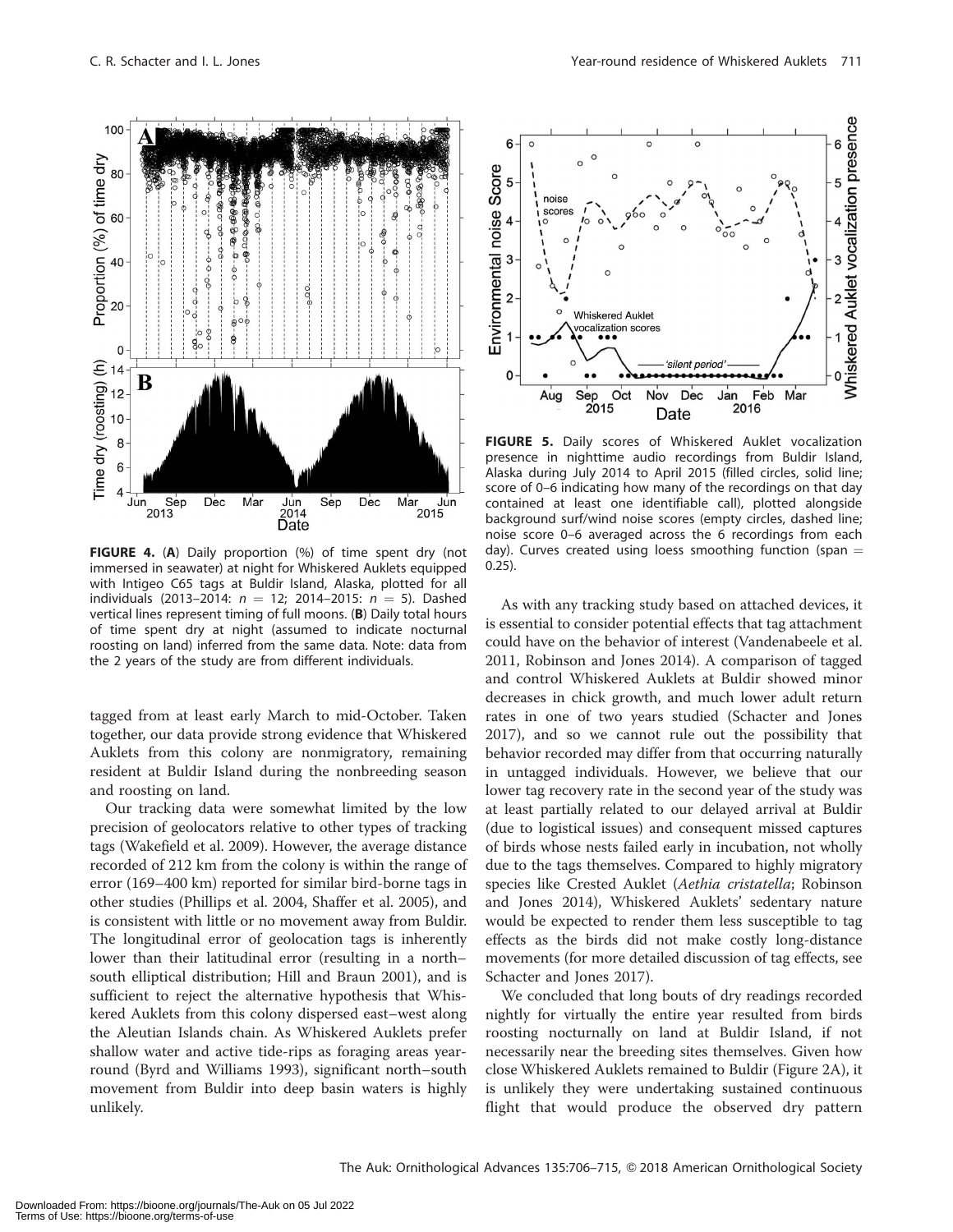**FIGURE 4.** (**A**) Daily proportion (%) of time spent dry (not immersed in seawater) at night for Whiskered Auklets equipped with Intigeo C65 tags at Buldir Island, Alaska, plotted for all individuals (2013–2014: $n = 12$; 2014–2015: $n = 5$). Dashed vertical lines represent timing of full moons. (**B**) Daily total hours of time spent dry at night (assumed to indicate nocturnal roosting on land) inferred from the same data. Note: data from the 2 years of the study are from different individuals.

**FIGURE 5.** Daily scores of Whiskered Auklet vocalization presence in nighttime audio recordings from Buldir Island, Alaska during July 2014 to April 2015 (filled circles, solid line; score of 0–6 indicating how many of the recordings on that day contained at least one identifiable call), plotted alongside background surf/wind noise scores (empty circles, dashed line; noise score 0–6 averaged across the 6 recordings from each day). Curves created using loess smoothing function (span = 0.25).

tagged from at least early March to mid-October. Taken together, our data provide strong evidence that Whiskered Auklets from this colony are nonmigratory, remaining resident at Buldir Island during the nonbreeding season and roosting on land.

Our tracking data were somewhat limited by the low precision of geolocators relative to other types of tracking tags (Wakefield et al. 2009). However, the average distance recorded of 212 km from the colony is within the range of error (169–400 km) reported for similar bird-borne tags in other studies (Phillips et al. 2004, Shaffer et al. 2005), and is consistent with little or no movement away from Buldir. The longitudinal error of geolocation tags is inherently lower than their latitudinal error (resulting in a north–south elliptical distribution; Hill and Braun 2001), and is sufficient to reject the alternative hypothesis that Whiskered Auklets from this colony dispersed east–west along the Aleutian Islands chain. As Whiskered Auklets prefer shallow water and active tide-rips as foraging areas year-round (Byrd and Williams 1993), significant north–south movement from Buldir into deep basin waters is highly unlikely.

As with any tracking study based on attached devices, it is essential to consider potential effects that tag attachment could have on the behavior of interest (Vandenabeele et al. 2011, Robinson and Jones 2014). A comparison of tagged and control Whiskered Auklets at Buldir showed minor decreases in chick growth, and much lower adult return rates in one of two years studied (Schacter and Jones 2017), and so we cannot rule out the possibility that behavior recorded may differ from that occurring naturally in untagged individuals. However, we believe that our lower tag recovery rate in the second year of the study was at least partially related to our delayed arrival at Buldir (due to logistical issues) and consequent missed captures of birds whose nests failed early in incubation, not wholly due to the tags themselves. Compared to highly migratory species like Crested Auklet (*Aethia cristatella*; Robinson and Jones 2014), Whiskered Auklets' sedentary nature would be expected to render them less susceptible to tag effects as the birds did not make costly long-distance movements (for more detailed discussion of tag effects, see Schacter and Jones 2017).

We concluded that long bouts of dry readings recorded nightly for virtually the entire year resulted from birds roosting nocturnally on land at Buldir Island, if not necessarily near the breeding sites themselves. Given how close Whiskered Auklets remained to Buldir (Figure 2A), it is unlikely they were undertaking sustained continuous flight that would produce the observed dry pattern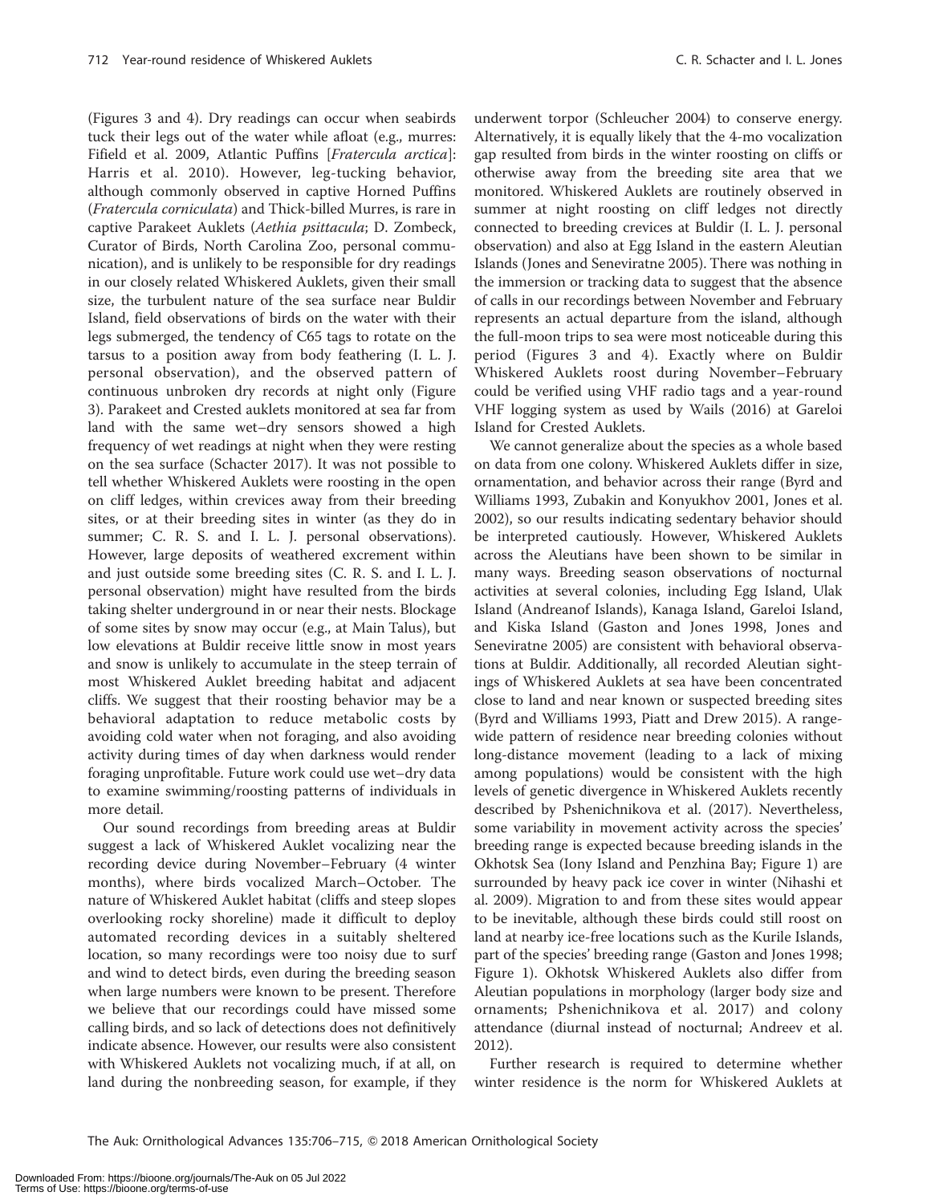(Figures 3 and 4). Dry readings can occur when seabirds tuck their legs out of the water while afloat (e.g., murres: Fifield et al. 2009, Atlantic Puffins [*Fratercula arctica*]: Harris et al. 2010). However, leg-tucking behavior, although commonly observed in captive Horned Puffins (*Fratercula corniculata*) and Thick-billed Murres, is rare in captive Parakeet Auklets (*Aethia psittacula*; D. Zombeck, Curator of Birds, North Carolina Zoo, personal communication), and is unlikely to be responsible for dry readings in our closely related Whiskered Auklets, given their small size, the turbulent nature of the sea surface near Buldir Island, field observations of birds on the water with their legs submerged, the tendency of C65 tags to rotate on the tarsus to a position away from body feathering (I. L. J. personal observation), and the observed pattern of continuous unbroken dry records at night only (Figure 3). Parakeet and Crested auklets monitored at sea far from land with the same wet–dry sensors showed a high frequency of wet readings at night when they were resting on the sea surface (Schacter 2017). It was not possible to tell whether Whiskered Auklets were roosting in the open on cliff ledges, within crevices away from their breeding sites, or at their breeding sites in winter (as they do in summer; C. R. S. and I. L. J. personal observations). However, large deposits of weathered excrement within and just outside some breeding sites (C. R. S. and I. L. J. personal observation) might have resulted from the birds taking shelter underground in or near their nests. Blockage of some sites by snow may occur (e.g., at Main Talus), but low elevations at Buldir receive little snow in most years and snow is unlikely to accumulate in the steep terrain of most Whiskered Auklet breeding habitat and adjacent cliffs. We suggest that their roosting behavior may be a behavioral adaptation to reduce metabolic costs by avoiding cold water when not foraging, and also avoiding activity during times of day when darkness would render foraging unprofitable. Future work could use wet–dry data to examine swimming/roosting patterns of individuals in more detail.

Our sound recordings from breeding areas at Buldir suggest a lack of Whiskered Auklet vocalizing near the recording device during November–February (4 winter months), where birds vocalized March–October. The nature of Whiskered Auklet habitat (cliffs and steep slopes overlooking rocky shoreline) made it difficult to deploy automated recording devices in a suitably sheltered location, so many recordings were too noisy due to surf and wind to detect birds, even during the breeding season when large numbers were known to be present. Therefore we believe that our recordings could have missed some calling birds, and so lack of detections does not definitively indicate absence. However, our results were also consistent with Whiskered Auklets not vocalizing much, if at all, on land during the nonbreeding season, for example, if they underwent torpor (Schleucher 2004) to conserve energy. Alternatively, it is equally likely that the 4-mo vocalization gap resulted from birds in the winter roosting on cliffs or otherwise away from the breeding site area that we monitored. Whiskered Auklets are routinely observed in summer at night roosting on cliff ledges not directly connected to breeding crevices at Buldir (I. L. J. personal observation) and also at Egg Island in the eastern Aleutian Islands (Jones and Seneviratne 2005). There was nothing in the immersion or tracking data to suggest that the absence of calls in our recordings between November and February represents an actual departure from the island, although the full-moon trips to sea were most noticeable during this period (Figures 3 and 4). Exactly where on Buldir Whiskered Auklets roost during November–February could be verified using VHF radio tags and a year-round VHF logging system as used by Wails (2016) at Gareloi Island for Crested Auklets.

We cannot generalize about the species as a whole based on data from one colony. Whiskered Auklets differ in size, ornamentation, and behavior across their range (Byrd and Williams 1993, Zubakin and Konyukhov 2001, Jones et al. 2002), so our results indicating sedentary behavior should be interpreted cautiously. However, Whiskered Auklets across the Aleutians have been shown to be similar in many ways. Breeding season observations of nocturnal activities at several colonies, including Egg Island, Ulak Island (Andreanof Islands), Kanaga Island, Gareloi Island, and Kiska Island (Gaston and Jones 1998, Jones and Seneviratne 2005) are consistent with behavioral observations at Buldir. Additionally, all recorded Aleutian sightings of Whiskered Auklets at sea have been concentrated close to land and near known or suspected breeding sites (Byrd and Williams 1993, Piatt and Drew 2015). A range-wide pattern of residence near breeding colonies without long-distance movement (leading to a lack of mixing among populations) would be consistent with the high levels of genetic divergence in Whiskered Auklets recently described by Pshenichnikova et al. (2017). Nevertheless, some variability in movement activity across the species' breeding range is expected because breeding islands in the Okhotsk Sea (Iony Island and Penzhina Bay; Figure 1) are surrounded by heavy pack ice cover in winter (Nihashi et al. 2009). Migration to and from these sites would appear to be inevitable, although these birds could still roost on land at nearby ice-free locations such as the Kurile Islands, part of the species' breeding range (Gaston and Jones 1998; Figure 1). Okhotsk Whiskered Auklets also differ from Aleutian populations in morphology (larger body size and ornaments; Pshenichnikova et al. 2017) and colony attendance (diurnal instead of nocturnal; Andreev et al. 2012).

Further research is required to determine whether winter residence is the norm for Whiskered Auklets at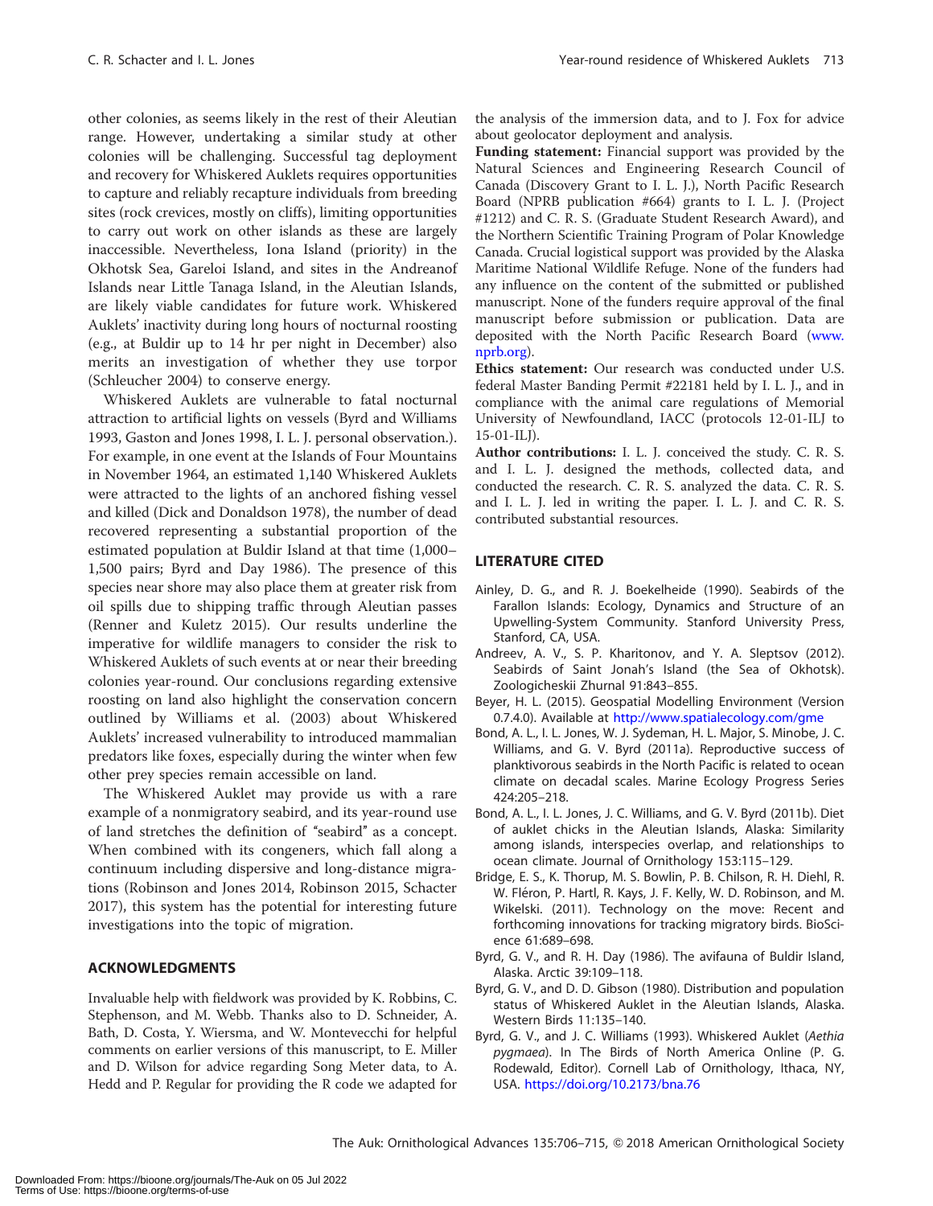other colonies, as seems likely in the rest of their Aleutian range. However, undertaking a similar study at other colonies will be challenging. Successful tag deployment and recovery for Whiskered Auklets requires opportunities to capture and reliably recapture individuals from breeding sites (rock crevices, mostly on cliffs), limiting opportunities to carry out work on other islands as these are largely inaccessible. Nevertheless, Iona Island (priority) in the Okhotsk Sea, Gareloi Island, and sites in the Andreanof Islands near Little Tanaga Island, in the Aleutian Islands, are likely viable candidates for future work. Whiskered Auklets' inactivity during long hours of nocturnal roosting (e.g., at Buldir up to 14 hr per night in December) also merits an investigation of whether they use torpor (Schleucher 2004) to conserve energy.

Whiskered Auklets are vulnerable to fatal nocturnal attraction to artificial lights on vessels (Byrd and Williams 1993, Gaston and Jones 1998, I. L. J. personal observation.). For example, in one event at the Islands of Four Mountains in November 1964, an estimated 1,140 Whiskered Auklets were attracted to the lights of an anchored fishing vessel and killed (Dick and Donaldson 1978), the number of dead recovered representing a substantial proportion of the estimated population at Buldir Island at that time (1,000–1,500 pairs; Byrd and Day 1986). The presence of this species near shore may also place them at greater risk from oil spills due to shipping traffic through Aleutian passes (Renner and Kuletz 2015). Our results underline the imperative for wildlife managers to consider the risk to Whiskered Auklets of such events at or near their breeding colonies year-round. Our conclusions regarding extensive roosting on land also highlight the conservation concern outlined by Williams et al. (2003) about Whiskered Auklets' increased vulnerability to introduced mammalian predators like foxes, especially during the winter when few other prey species remain accessible on land.

The Whiskered Auklet may provide us with a rare example of a nonmigratory seabird, and its year-round use of land stretches the definition of "seabird" as a concept. When combined with its congeners, which fall along a continuum including dispersive and long-distance migrations (Robinson and Jones 2014, Robinson 2015, Schacter 2017), this system has the potential for interesting future investigations into the topic of migration.

## ACKNOWLEDGMENTS

Invaluable help with fieldwork was provided by K. Robbins, C. Stephenson, and M. Webb. Thanks also to D. Schneider, A. Bath, D. Costa, Y. Wiersma, and W. Montevecchi for helpful comments on earlier versions of this manuscript, to E. Miller and D. Wilson for advice regarding Song Meter data, to A. Hedd and P. Regular for providing the R code we adapted for the analysis of the immersion data, and to J. Fox for advice about geolocator deployment and analysis.

**Funding statement:** Financial support was provided by the Natural Sciences and Engineering Research Council of Canada (Discovery Grant to I. L. J.), North Pacific Research Board (NPRB publication #664) grants to I. L. J. (Project #1212) and C. R. S. (Graduate Student Research Award), and the Northern Scientific Training Program of Polar Knowledge Canada. Crucial logistical support was provided by the Alaska Maritime National Wildlife Refuge. None of the funders had any influence on the content of the submitted or published manuscript. None of the funders require approval of the final manuscript before submission or publication. Data are deposited with the North Pacific Research Board (www.nprb.org).

**Ethics statement:** Our research was conducted under U.S. federal Master Banding Permit #22181 held by I. L. J., and in compliance with the animal care regulations of Memorial University of Newfoundland, IACC (protocols 12-01-ILJ to 15-01-ILJ).

**Author contributions:** I. L. J. conceived the study. C. R. S. and I. L. J. designed the methods, collected data, and conducted the research. C. R. S. analyzed the data. C. R. S. and I. L. J. led in writing the paper. I. L. J. and C. R. S. contributed substantial resources.

## LITERATURE CITED

Ainley, D. G., and R. J. Boekelheide (1990). Seabirds of the Farallon Islands: Ecology, Dynamics and Structure of an Upwelling-System Community. Stanford University Press, Stanford, CA, USA.

Andreev, A. V., S. P. Kharitonov, and Y. A. Sleptsov (2012). Seabirds of Saint Jonah's Island (the Sea of Okhotsk). Zoologicheskii Zhurnal 91:843–855.

Beyer, H. L. (2015). Geospatial Modelling Environment (Version 0.7.4.0). Available at http://www.spatialecology.com/gme

Bond, A. L., I. L. Jones, W. J. Sydeman, H. L. Major, S. Minobe, J. C. Williams, and G. V. Byrd (2011a). Reproductive success of planktivorous seabirds in the North Pacific is related to ocean climate on decadal scales. Marine Ecology Progress Series 424:205–218.

Bond, A. L., I. L. Jones, J. C. Williams, and G. V. Byrd (2011b). Diet of auklet chicks in the Aleutian Islands, Alaska: Similarity among islands, interspecies overlap, and relationships to ocean climate. Journal of Ornithology 153:115–129.

Bridge, E. S., K. Thorup, M. S. Bowlin, P. B. Chilson, R. H. Diehl, R. W. Fléron, P. Hartl, R. Kays, J. F. Kelly, W. D. Robinson, and M. Wikelski. (2011). Technology on the move: Recent and forthcoming innovations for tracking migratory birds. BioScience 61:689–698.

Byrd, G. V., and R. H. Day (1986). The avifauna of Buldir Island, Alaska. Arctic 39:109–118.

Byrd, G. V., and D. D. Gibson (1980). Distribution and population status of Whiskered Auklet in the Aleutian Islands, Alaska. Western Birds 11:135–140.

Byrd, G. V., and J. C. Williams (1993). Whiskered Auklet (*Aethia pygmaea*). In The Birds of North America Online (P. G. Rodewald, Editor). Cornell Lab of Ornithology, Ithaca, NY, USA. https://doi.org/10.2173/bna.76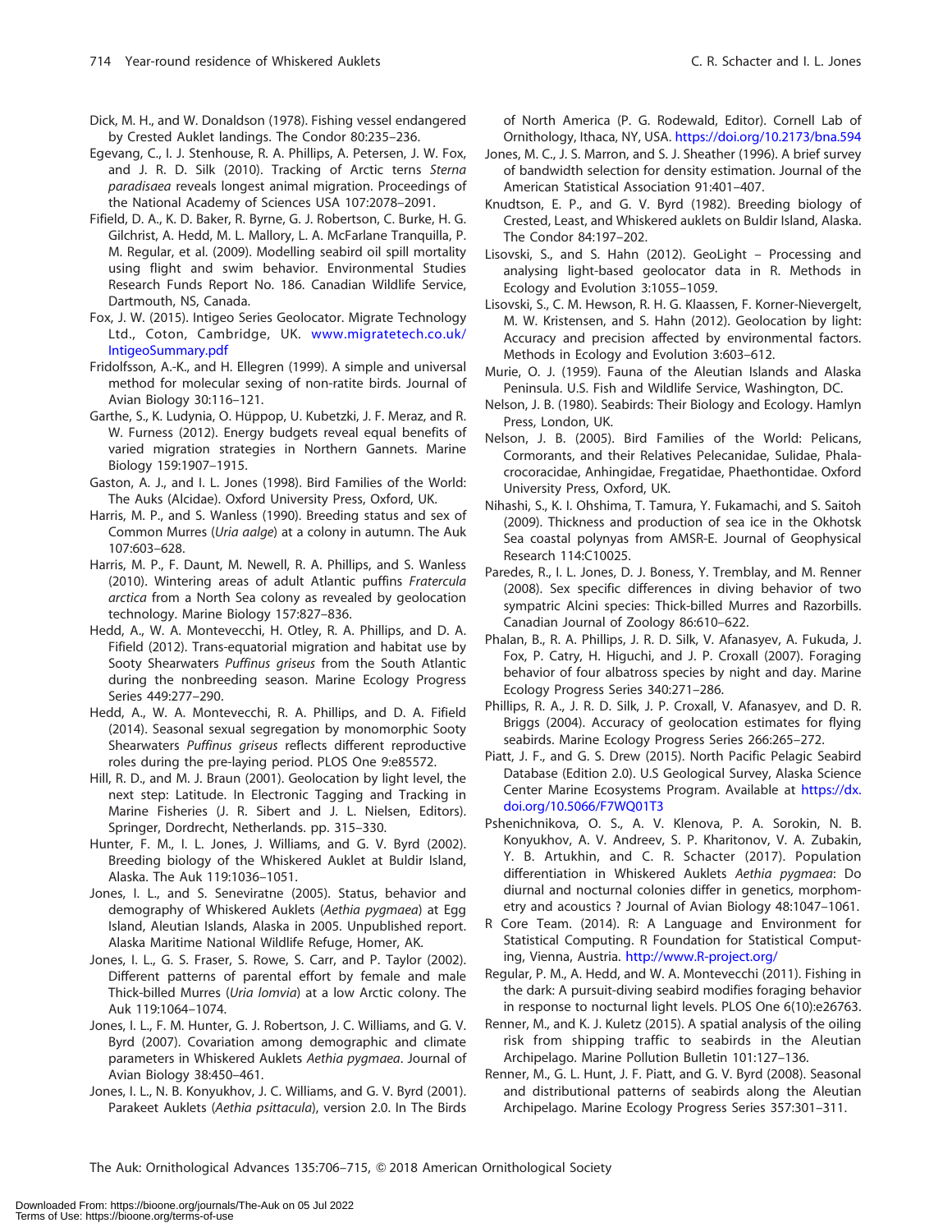Dick, M. H., and W. Donaldson (1978). Fishing vessel endangered by Crested Auklet landings. The Condor 80:235–236.

Egevang, C., I. J. Stenhouse, R. A. Phillips, A. Petersen, J. W. Fox, and J. R. D. Silk (2010). Tracking of Arctic terns *Sterna paradisaea* reveals longest animal migration. Proceedings of the National Academy of Sciences USA 107:2078–2091.

Fifield, D. A., K. D. Baker, R. Byrne, G. J. Robertson, C. Burke, H. G. Gilchrist, A. Hedd, M. L. Mallory, L. A. McFarlane Tranquilla, P. M. Regular, et al. (2009). Modelling seabird oil spill mortality using flight and swim behavior. Environmental Studies Research Funds Report No. 186. Canadian Wildlife Service, Dartmouth, NS, Canada.

Fox, J. W. (2015). Intigeo Series Geolocator. Migrate Technology Ltd., Coton, Cambridge, UK. www.migratetech.co.uk/IntigeoSummary.pdf

Fridolfsson, A.-K., and H. Ellegren (1999). A simple and universal method for molecular sexing of non-ratite birds. Journal of Avian Biology 30:116–121.

Garthe, S., K. Ludynia, O. Hüppop, U. Kubetzki, J. F. Meraz, and R. W. Furness (2012). Energy budgets reveal equal benefits of varied migration strategies in Northern Gannets. Marine Biology 159:1907–1915.

Gaston, A. J., and I. L. Jones (1998). Bird Families of the World: The Auks (Alcidae). Oxford University Press, Oxford, UK.

Harris, M. P., and S. Wanless (1990). Breeding status and sex of Common Murres (*Uria aalge*) at a colony in autumn. The Auk 107:603–628.

Harris, M. P., F. Daunt, M. Newell, R. A. Phillips, and S. Wanless (2010). Wintering areas of adult Atlantic puffins *Fratercula arctica* from a North Sea colony as revealed by geolocation technology. Marine Biology 157:827–836.

Hedd, A., W. A. Montevecchi, H. Otley, R. A. Phillips, and D. A. Fifield (2012). Trans-equatorial migration and habitat use by Sooty Shearwaters *Puffinus griseus* from the South Atlantic during the nonbreeding season. Marine Ecology Progress Series 449:277–290.

Hedd, A., W. A. Montevecchi, R. A. Phillips, and D. A. Fifield (2014). Seasonal sexual segregation by monomorphic Sooty Shearwaters *Puffinus griseus* reflects different reproductive roles during the pre-laying period. PLOS One 9:e85572.

Hill, R. D., and M. J. Braun (2001). Geolocation by light level, the next step: Latitude. In Electronic Tagging and Tracking in Marine Fisheries (J. R. Sibert and J. L. Nielsen, Editors). Springer, Dordrecht, Netherlands. pp. 315–330.

Hunter, F. M., I. L. Jones, J. Williams, and G. V. Byrd (2002). Breeding biology of the Whiskered Auklet at Buldir Island, Alaska. The Auk 119:1036–1051.

Jones, I. L., and S. Seneviratne (2005). Status, behavior and demography of Whiskered Auklets (*Aethia pygmaea*) at Egg Island, Aleutian Islands, Alaska in 2005. Unpublished report. Alaska Maritime National Wildlife Refuge, Homer, AK.

Jones, I. L., G. S. Fraser, S. Rowe, S. Carr, and P. Taylor (2002). Different patterns of parental effort by female and male Thick-billed Murres (*Uria lomvia*) at a low Arctic colony. The Auk 119:1064–1074.

Jones, I. L., F. M. Hunter, G. J. Robertson, J. C. Williams, and G. V. Byrd (2007). Covariation among demographic and climate parameters in Whiskered Auklets *Aethia pygmaea*. Journal of Avian Biology 38:450–461.

Jones, I. L., N. B. Konyukhov, J. C. Williams, and G. V. Byrd (2001). Parakeet Auklets (*Aethia psittacula*), version 2.0. In The Birds of North America (P. G. Rodewald, Editor). Cornell Lab of Ornithology, Ithaca, NY, USA. https://doi.org/10.2173/bna.594

Jones, M. C., J. S. Marron, and S. J. Sheather (1996). A brief survey of bandwidth selection for density estimation. Journal of the American Statistical Association 91:401–407.

Knudtson, E. P., and G. V. Byrd (1982). Breeding biology of Crested, Least, and Whiskered auklets on Buldir Island, Alaska. The Condor 84:197–202.

Lisovski, S., and S. Hahn (2012). GeoLight – Processing and analysing light-based geolocator data in R. Methods in Ecology and Evolution 3:1055–1059.

Lisovski, S., C. M. Hewson, R. H. G. Klaassen, F. Korner-Nievergelt, M. W. Kristensen, and S. Hahn (2012). Geolocation by light: Accuracy and precision affected by environmental factors. Methods in Ecology and Evolution 3:603–612.

Murie, O. J. (1959). Fauna of the Aleutian Islands and Alaska Peninsula. U.S. Fish and Wildlife Service, Washington, DC.

Nelson, J. B. (1980). Seabirds: Their Biology and Ecology. Hamlyn Press, London, UK.

Nelson, J. B. (2005). Bird Families of the World: Pelicans, Cormorants, and their Relatives Pelecanidae, Sulidae, Phalacrocoracidae, Anhingidae, Fregatidae, Phaethontidae. Oxford University Press, Oxford, UK.

Nihashi, S., K. I. Ohshima, T. Tamura, Y. Fukamachi, and S. Saitoh (2009). Thickness and production of sea ice in the Okhotsk Sea coastal polynyas from AMSR-E. Journal of Geophysical Research 114:C10025.

Paredes, R., I. L. Jones, D. J. Boness, Y. Tremblay, and M. Renner (2008). Sex specific differences in diving behavior of two sympatric Alcini species: Thick-billed Murres and Razorbills. Canadian Journal of Zoology 86:610–622.

Phalan, B., R. A. Phillips, J. R. D. Silk, V. Afanasyev, A. Fukuda, J. Fox, P. Catry, H. Higuchi, and J. P. Croxall (2007). Foraging behavior of four albatross species by night and day. Marine Ecology Progress Series 340:271–286.

Phillips, R. A., J. R. D. Silk, J. P. Croxall, V. Afanasyev, and D. R. Briggs (2004). Accuracy of geolocation estimates for flying seabirds. Marine Ecology Progress Series 266:265–272.

Piatt, J. F., and G. S. Drew (2015). North Pacific Pelagic Seabird Database (Edition 2.0). U.S Geological Survey, Alaska Science Center Marine Ecosystems Program. Available at https://dx.doi.org/10.5066/F7WQ01T3

Pshenichnikova, O. S., A. V. Klenova, P. A. Sorokin, N. B. Konyukhov, A. V. Andreev, S. P. Kharitonov, V. A. Zubakin, Y. B. Artukhin, and C. R. Schacter (2017). Population differentiation in Whiskered Auklets *Aethia pygmaea*: Do diurnal and nocturnal colonies differ in genetics, morphometry and acoustics ? Journal of Avian Biology 48:1047–1061.

R Core Team. (2014). R: A Language and Environment for Statistical Computing. R Foundation for Statistical Computing, Vienna, Austria. http://www.R-project.org/

Regular, P. M., A. Hedd, and W. A. Montevecchi (2011). Fishing in the dark: A pursuit-diving seabird modifies foraging behavior in response to nocturnal light levels. PLOS One 6(10):e26763.

Renner, M., and K. J. Kuletz (2015). A spatial analysis of the oiling risk from shipping traffic to seabirds in the Aleutian Archipelago. Marine Pollution Bulletin 101:127–136.

Renner, M., G. L. Hunt, J. F. Piatt, and G. V. Byrd (2008). Seasonal and distributional patterns of seabirds along the Aleutian Archipelago. Marine Ecology Progress Series 357:301–311.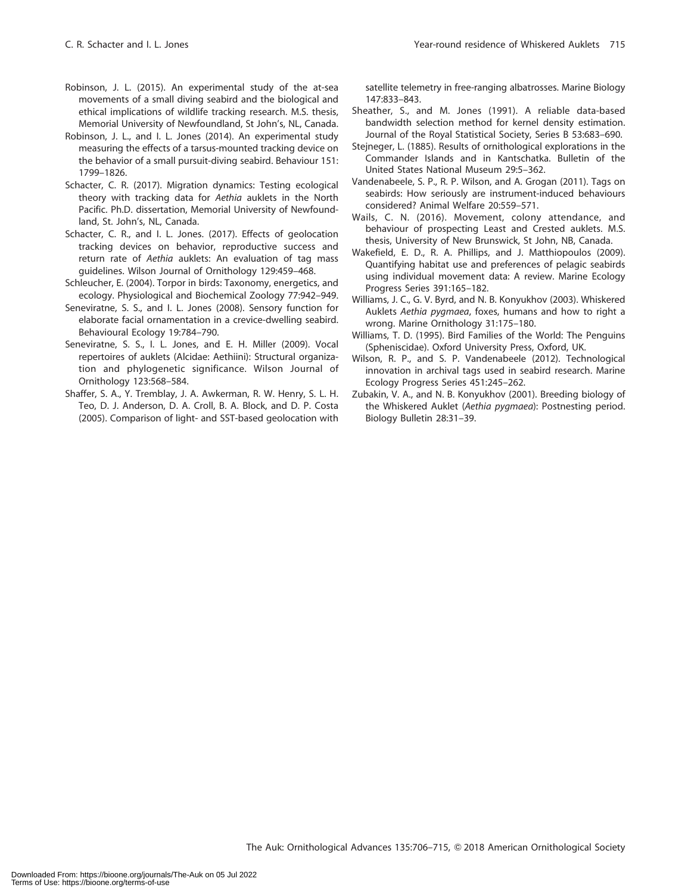Robinson, J. L. (2015). An experimental study of the at-sea movements of a small diving seabird and the biological and ethical implications of wildlife tracking research. M.S. thesis, Memorial University of Newfoundland, St John's, NL, Canada.

Robinson, J. L., and I. L. Jones (2014). An experimental study measuring the effects of a tarsus-mounted tracking device on the behavior of a small pursuit-diving seabird. Behaviour 151: 1799–1826.

Schacter, C. R. (2017). Migration dynamics: Testing ecological theory with tracking data for *Aethia* auklets in the North Pacific. Ph.D. dissertation, Memorial University of Newfoundland, St. John's, NL, Canada.

Schacter, C. R., and I. L. Jones. (2017). Effects of geolocation tracking devices on behavior, reproductive success and return rate of *Aethia* auklets: An evaluation of tag mass guidelines. Wilson Journal of Ornithology 129:459–468.

Schleucher, E. (2004). Torpor in birds: Taxonomy, energetics, and ecology. Physiological and Biochemical Zoology 77:942–949.

Seneviratne, S. S., and I. L. Jones (2008). Sensory function for elaborate facial ornamentation in a crevice-dwelling seabird. Behavioural Ecology 19:784–790.

Seneviratne, S. S., I. L. Jones, and E. H. Miller (2009). Vocal repertoires of auklets (Alcidae: Aethiini): Structural organization and phylogenetic significance. Wilson Journal of Ornithology 123:568–584.

Shaffer, S. A., Y. Tremblay, J. A. Awkerman, R. W. Henry, S. L. H. Teo, D. J. Anderson, D. A. Croll, B. A. Block, and D. P. Costa (2005). Comparison of light- and SST-based geolocation with satellite telemetry in free-ranging albatrosses. Marine Biology 147:833–843.

Sheather, S., and M. Jones (1991). A reliable data-based bandwidth selection method for kernel density estimation. Journal of the Royal Statistical Society, Series B 53:683–690.

Stejneger, L. (1885). Results of ornithological explorations in the Commander Islands and in Kantschatka. Bulletin of the United States National Museum 29:5–362.

Vandenabeele, S. P., R. P. Wilson, and A. Grogan (2011). Tags on seabirds: How seriously are instrument-induced behaviours considered? Animal Welfare 20:559–571.

Wails, C. N. (2016). Movement, colony attendance, and behaviour of prospecting Least and Crested auklets. M.S. thesis, University of New Brunswick, St John, NB, Canada.

Wakefield, E. D., R. A. Phillips, and J. Matthiopoulos (2009). Quantifying habitat use and preferences of pelagic seabirds using individual movement data: A review. Marine Ecology Progress Series 391:165–182.

Williams, J. C., G. V. Byrd, and N. B. Konyukhov (2003). Whiskered Auklets *Aethia pygmaea*, foxes, humans and how to right a wrong. Marine Ornithology 31:175–180.

Williams, T. D. (1995). Bird Families of the World: The Penguins (Spheniscidae). Oxford University Press, Oxford, UK.

Wilson, R. P., and S. P. Vandenabeele (2012). Technological innovation in archival tags used in seabird research. Marine Ecology Progress Series 451:245–262.

Zubakin, V. A., and N. B. Konyukhov (2001). Breeding biology of the Whiskered Auklet (*Aethia pygmaea*): Postnesting period. Biology Bulletin 28:31–39.